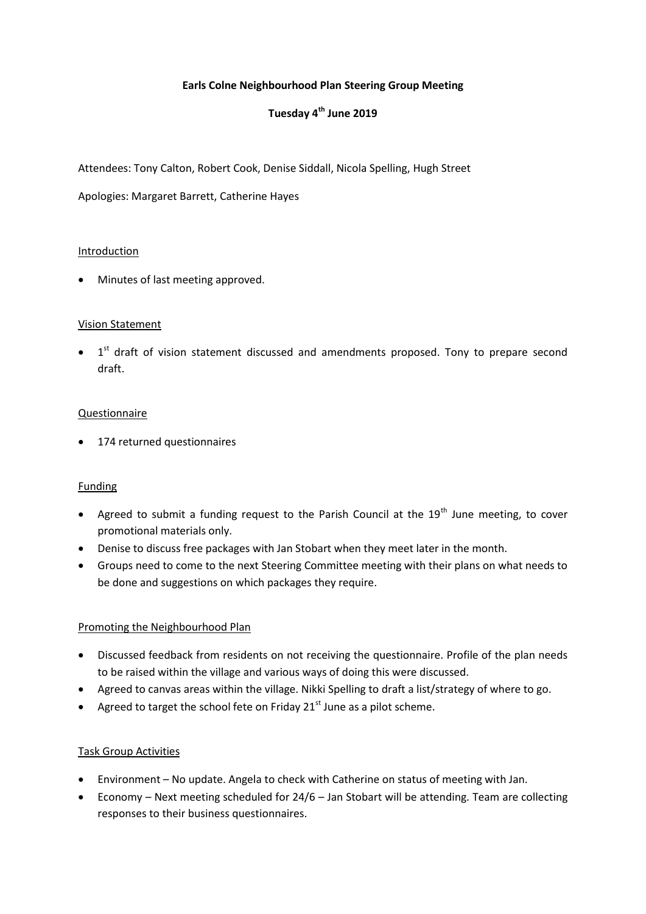# Earls Colne Neighbourhood Plan Steering Group Meeting

## Tuesday 4th June 2019

Attendees: Tony Calton, Robert Cook, Denise Siddall, Nicola Spelling, Hugh Street

Apologies: Margaret Barrett, Catherine Hayes

### Introduction

- Minutes of last meeting approved.

### Vision Statement

- 1st draft of vision statement discussed and amendments proposed. Tony to prepare second draft.

### Questionnaire

- 174 returned questionnaires

### Funding

- Agreed to submit a funding request to the Parish Council at the 19th June meeting, to cover promotional materials only.
- Denise to discuss free packages with Jan Stobart when they meet later in the month.
- Groups need to come to the next Steering Committee meeting with their plans on what needs to be done and suggestions on which packages they require.

### Promoting the Neighbourhood Plan

- Discussed feedback from residents on not receiving the questionnaire. Profile of the plan needs to be raised within the village and various ways of doing this were discussed.
- Agreed to canvas areas within the village. Nikki Spelling to draft a list/strategy of where to go.
- Agreed to target the school fete on Friday 21st June as a pilot scheme.

### Task Group Activities

- Environment – No update. Angela to check with Catherine on status of meeting with Jan.
- Economy – Next meeting scheduled for 24/6 – Jan Stobart will be attending. Team are collecting responses to their business questionnaires.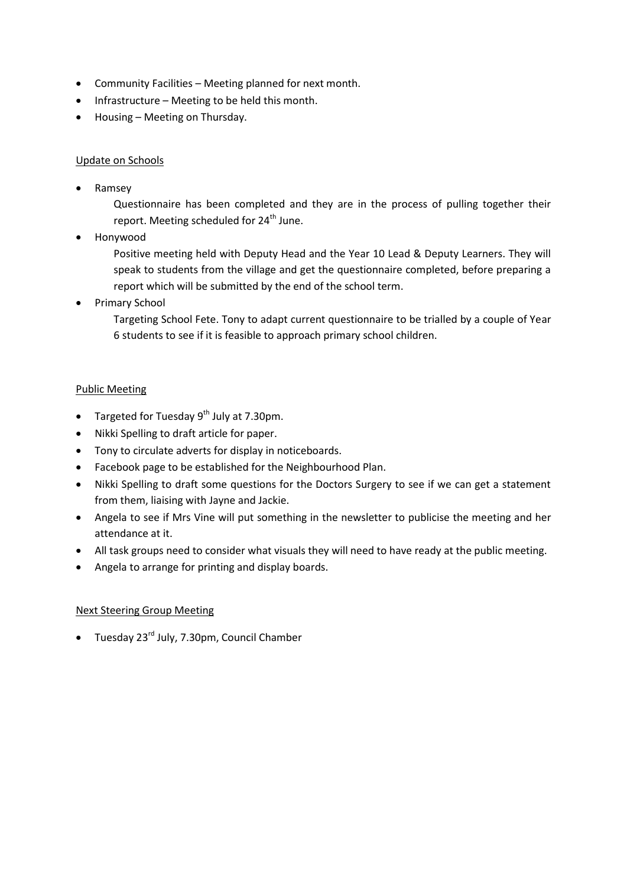- Community Facilities – Meeting planned for next month.
- Infrastructure – Meeting to be held this month.
- Housing – Meeting on Thursday.

Update on Schools

- Ramsey

  Questionnaire has been completed and they are in the process of pulling together their report. Meeting scheduled for 24th June.

- Honywood

  Positive meeting held with Deputy Head and the Year 10 Lead & Deputy Learners. They will speak to students from the village and get the questionnaire completed, before preparing a report which will be submitted by the end of the school term.

- Primary School

  Targeting School Fete. Tony to adapt current questionnaire to be trialled by a couple of Year 6 students to see if it is feasible to approach primary school children.

Public Meeting

- Targeted for Tuesday 9th July at 7.30pm.
- Nikki Spelling to draft article for paper.
- Tony to circulate adverts for display in noticeboards.
- Facebook page to be established for the Neighbourhood Plan.
- Nikki Spelling to draft some questions for the Doctors Surgery to see if we can get a statement from them, liaising with Jayne and Jackie.
- Angela to see if Mrs Vine will put something in the newsletter to publicise the meeting and her attendance at it.
- All task groups need to consider what visuals they will need to have ready at the public meeting.
- Angela to arrange for printing and display boards.

Next Steering Group Meeting

- Tuesday 23rd July, 7.30pm, Council Chamber